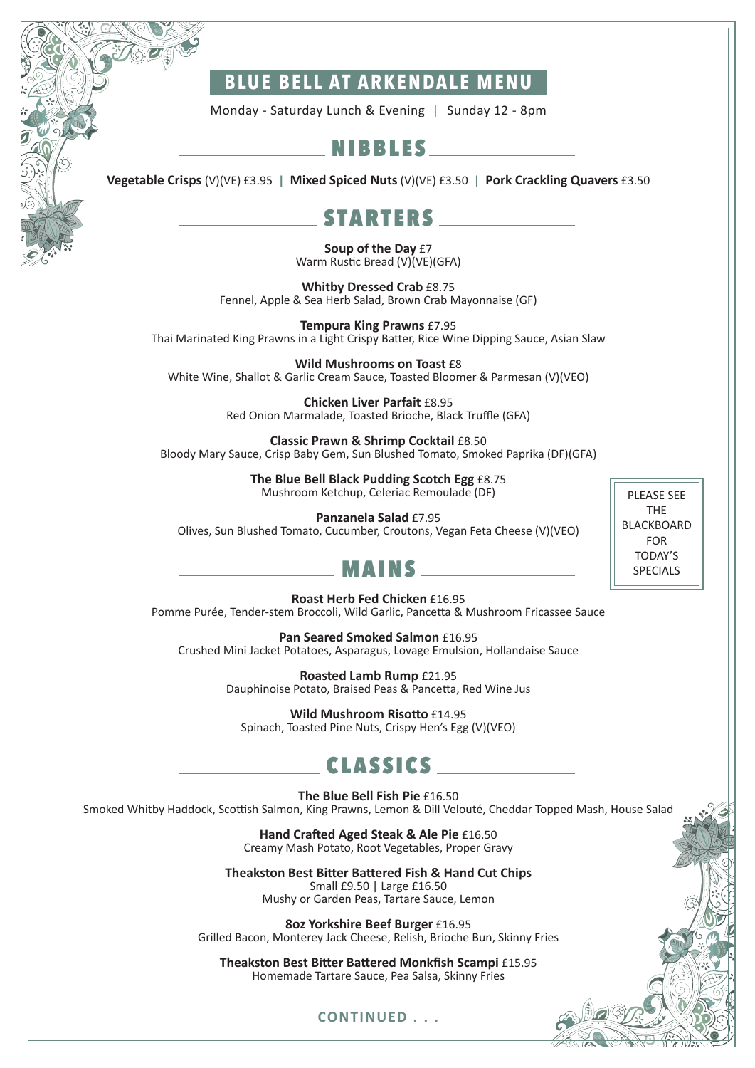# BLUE BELL AT ARKENDALE MENU

Monday - Saturday Lunch & Evening | Sunday 12 - 8pm

## NIBBLES

**Vegetable Crisps** (V)(VE) £3.95 | **Mixed Spiced Nuts** (V)(VE) £3.50 | **Pork Crackling Quavers** £3.50

## STARTERS

**Soup of the Day** £7
Warm Rustic Bread (V)(VE)(GFA)

**Whitby Dressed Crab** £8.75
Fennel, Apple & Sea Herb Salad, Brown Crab Mayonnaise (GF)

**Tempura King Prawns** £7.95
Thai Marinated King Prawns in a Light Crispy Batter, Rice Wine Dipping Sauce, Asian Slaw

**Wild Mushrooms on Toast** £8
White Wine, Shallot & Garlic Cream Sauce, Toasted Bloomer & Parmesan (V)(VEO)

**Chicken Liver Parfait** £8.95
Red Onion Marmalade, Toasted Brioche, Black Truffle (GFA)

**Classic Prawn & Shrimp Cocktail** £8.50
Bloody Mary Sauce, Crisp Baby Gem, Sun Blushed Tomato, Smoked Paprika (DF)(GFA)

**The Blue Bell Black Pudding Scotch Egg** £8.75
Mushroom Ketchup, Celeriac Remoulade (DF)

**Panzanela Salad** £7.95
Olives, Sun Blushed Tomato, Cucumber, Croutons, Vegan Feta Cheese (V)(VEO)

PLEASE SEE THE BLACKBOARD FOR TODAY'S SPECIALS

## MAINS

**Roast Herb Fed Chicken** £16.95
Pomme Purée, Tender-stem Broccoli, Wild Garlic, Pancetta & Mushroom Fricassee Sauce

**Pan Seared Smoked Salmon** £16.95
Crushed Mini Jacket Potatoes, Asparagus, Lovage Emulsion, Hollandaise Sauce

**Roasted Lamb Rump** £21.95
Dauphinoise Potato, Braised Peas & Pancetta, Red Wine Jus

**Wild Mushroom Risotto** £14.95
Spinach, Toasted Pine Nuts, Crispy Hen's Egg (V)(VEO)

## CLASSICS

**The Blue Bell Fish Pie** £16.50
Smoked Whitby Haddock, Scottish Salmon, King Prawns, Lemon & Dill Velouté, Cheddar Topped Mash, House Salad

**Hand Crafted Aged Steak & Ale Pie** £16.50
Creamy Mash Potato, Root Vegetables, Proper Gravy

**Theakston Best Bitter Battered Fish & Hand Cut Chips**
Small £9.50 | Large £16.50
Mushy or Garden Peas, Tartare Sauce, Lemon

**8oz Yorkshire Beef Burger** £16.95
Grilled Bacon, Monterey Jack Cheese, Relish, Brioche Bun, Skinny Fries

**Theakston Best Bitter Battered Monkfish Scampi** £15.95
Homemade Tartare Sauce, Pea Salsa, Skinny Fries

CONTINUED . . .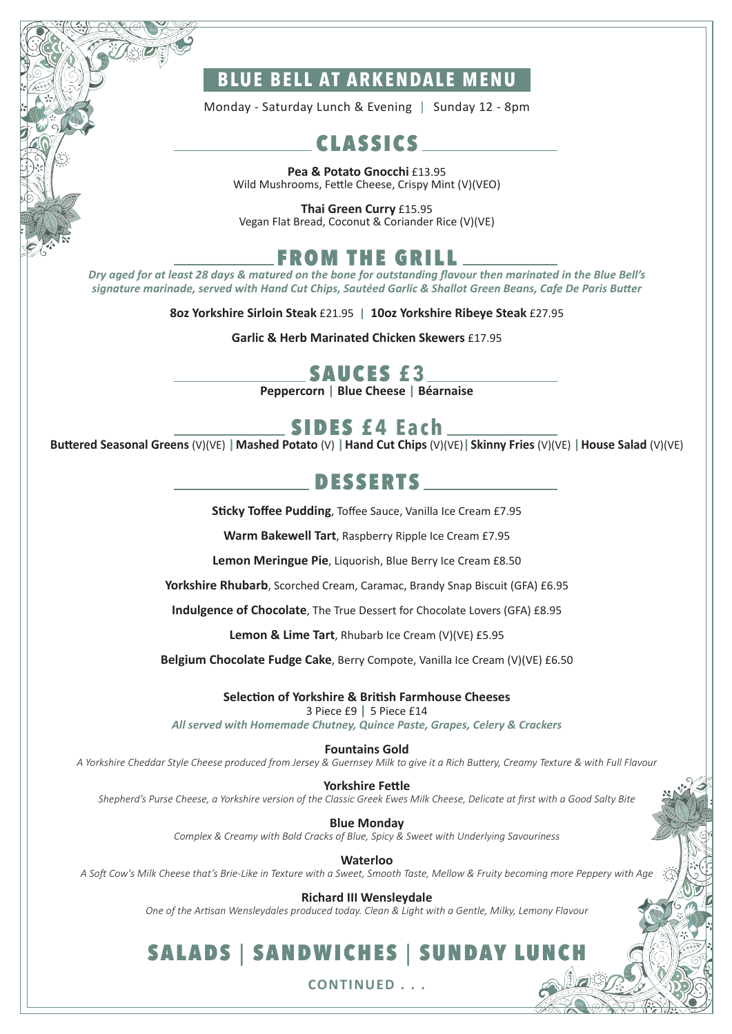# BLUE BELL AT ARKENDALE MENU

Monday - Saturday Lunch & Evening | Sunday 12 - 8pm

## CLASSICS

**Pea & Potato Gnocchi** £13.95
Wild Mushrooms, Fettle Cheese, Crispy Mint (V)(VEO)

**Thai Green Curry** £15.95
Vegan Flat Bread, Coconut & Coriander Rice (V)(VE)

## FROM THE GRILL

***Dry aged for at least 28 days & matured on the bone for outstanding flavour then marinated in the Blue Bell's signature marinade, served with Hand Cut Chips, Sautéed Garlic & Shallot Green Beans, Cafe De Paris Butter***

**8oz Yorkshire Sirloin Steak** £21.95 | **10oz Yorkshire Ribeye Steak** £27.95

**Garlic & Herb Marinated Chicken Skewers** £17.95

## SAUCES £3

**Peppercorn** | **Blue Cheese** | **Béarnaise**

## SIDES £4 Each

**Buttered Seasonal Greens** (V)(VE) | **Mashed Potato** (V) | **Hand Cut Chips** (V)(VE) | **Skinny Fries** (V)(VE) | **House Salad** (V)(VE)

## DESSERTS

**Sticky Toffee Pudding**, Toffee Sauce, Vanilla Ice Cream £7.95

**Warm Bakewell Tart**, Raspberry Ripple Ice Cream £7.95

**Lemon Meringue Pie**, Liquorish, Blue Berry Ice Cream £8.50

**Yorkshire Rhubarb**, Scorched Cream, Caramac, Brandy Snap Biscuit (GFA) £6.95

**Indulgence of Chocolate**, The True Dessert for Chocolate Lovers (GFA) £8.95

**Lemon & Lime Tart**, Rhubarb Ice Cream (V)(VE) £5.95

**Belgium Chocolate Fudge Cake**, Berry Compote, Vanilla Ice Cream (V)(VE) £6.50

**Selection of Yorkshire & British Farmhouse Cheeses**
3 Piece £9 | 5 Piece £14
***All served with Homemade Chutney, Quince Paste, Grapes, Celery & Crackers***

**Fountains Gold**
*A Yorkshire Cheddar Style Cheese produced from Jersey & Guernsey Milk to give it a Rich Buttery, Creamy Texture & with Full Flavour*

**Yorkshire Fettle**
*Shepherd's Purse Cheese, a Yorkshire version of the Classic Greek Ewes Milk Cheese, Delicate at first with a Good Salty Bite*

**Blue Monday**
*Complex & Creamy with Bold Cracks of Blue, Spicy & Sweet with Underlying Savouriness*

**Waterloo**
*A Soft Cow's Milk Cheese that's Brie-Like in Texture with a Sweet, Smooth Taste, Mellow & Fruity becoming more Peppery with Age*

**Richard III Wensleydale**
*One of the Artisan Wensleydales produced today. Clean & Light with a Gentle, Milky, Lemony Flavour*

## SALADS | SANDWICHES | SUNDAY LUNCH

CONTINUED . . .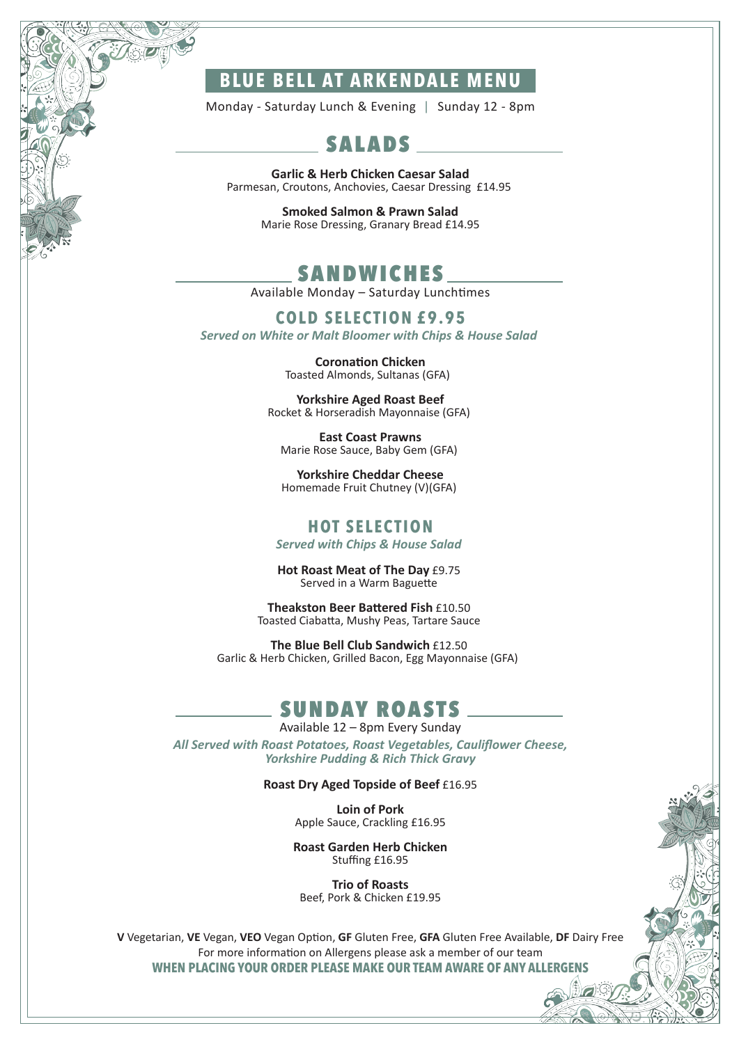# BLUE BELL AT ARKENDALE MENU

Monday - Saturday Lunch & Evening | Sunday 12 - 8pm

## SALADS

**Garlic & Herb Chicken Caesar Salad**
Parmesan, Croutons, Anchovies, Caesar Dressing £14.95

**Smoked Salmon & Prawn Salad**
Marie Rose Dressing, Granary Bread £14.95

## SANDWICHES

Available Monday – Saturday Lunchtimes

### COLD SELECTION £9.95

*Served on White or Malt Bloomer with Chips & House Salad*

**Coronation Chicken**
Toasted Almonds, Sultanas (GFA)

**Yorkshire Aged Roast Beef**
Rocket & Horseradish Mayonnaise (GFA)

**East Coast Prawns**
Marie Rose Sauce, Baby Gem (GFA)

**Yorkshire Cheddar Cheese**
Homemade Fruit Chutney (V)(GFA)

### HOT SELECTION

*Served with Chips & House Salad*

**Hot Roast Meat of The Day** £9.75
Served in a Warm Baguette

**Theakston Beer Battered Fish** £10.50
Toasted Ciabatta, Mushy Peas, Tartare Sauce

**The Blue Bell Club Sandwich** £12.50
Garlic & Herb Chicken, Grilled Bacon, Egg Mayonnaise (GFA)

## SUNDAY ROASTS

Available 12 – 8pm Every Sunday

*All Served with Roast Potatoes, Roast Vegetables, Cauliflower Cheese, Yorkshire Pudding & Rich Thick Gravy*

**Roast Dry Aged Topside of Beef** £16.95

**Loin of Pork**
Apple Sauce, Crackling £16.95

**Roast Garden Herb Chicken**
Stuffing £16.95

**Trio of Roasts**
Beef, Pork & Chicken £19.95

**V** Vegetarian, **VE** Vegan, **VEO** Vegan Option, **GF** Gluten Free, **GFA** Gluten Free Available, **DF** Dairy Free
For more information on Allergens please ask a member of our team
**WHEN PLACING YOUR ORDER PLEASE MAKE OUR TEAM AWARE OF ANY ALLERGENS**